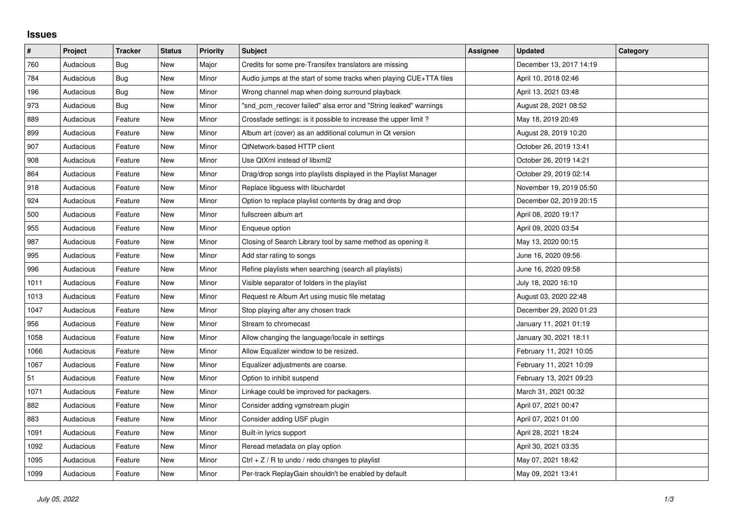## Issues

| # | Project | Tracker | Status | Priority | Subject | Assignee | Updated | Category |
|---|---|---|---|---|---|---|---|---|
| 760 | Audacious | Bug | New | Major | Credits for some pre-Transifex translators are missing | | December 13, 2017 14:19 | |
| 784 | Audacious | Bug | New | Minor | Audio jumps at the start of some tracks when playing CUE+TTA files | | April 10, 2018 02:46 | |
| 196 | Audacious | Bug | New | Minor | Wrong channel map when doing surround playback | | April 13, 2021 03:48 | |
| 973 | Audacious | Bug | New | Minor | "snd_pcm_recover failed" alsa error and "String leaked" warnings | | August 28, 2021 08:52 | |
| 889 | Audacious | Feature | New | Minor | Crossfade settings: is it possible to increase the upper limit ? | | May 18, 2019 20:49 | |
| 899 | Audacious | Feature | New | Minor | Album art (cover) as an additional columun in Qt version | | August 28, 2019 10:20 | |
| 907 | Audacious | Feature | New | Minor | QtNetwork-based HTTP client | | October 26, 2019 13:41 | |
| 908 | Audacious | Feature | New | Minor | Use QtXml instead of libxml2 | | October 26, 2019 14:21 | |
| 864 | Audacious | Feature | New | Minor | Drag/drop songs into playlists displayed in the Playlist Manager | | October 29, 2019 02:14 | |
| 918 | Audacious | Feature | New | Minor | Replace libguess with libuchardet | | November 19, 2019 05:50 | |
| 924 | Audacious | Feature | New | Minor | Option to replace playlist contents by drag and drop | | December 02, 2019 20:15 | |
| 500 | Audacious | Feature | New | Minor | fullscreen album art | | April 08, 2020 19:17 | |
| 955 | Audacious | Feature | New | Minor | Enqueue option | | April 09, 2020 03:54 | |
| 987 | Audacious | Feature | New | Minor | Closing of Search Library tool by same method as opening it | | May 13, 2020 00:15 | |
| 995 | Audacious | Feature | New | Minor | Add star rating to songs | | June 16, 2020 09:56 | |
| 996 | Audacious | Feature | New | Minor | Refine playlists when searching (search all playlists) | | June 16, 2020 09:58 | |
| 1011 | Audacious | Feature | New | Minor | Visible separator of folders in the playlist | | July 18, 2020 16:10 | |
| 1013 | Audacious | Feature | New | Minor | Request re Album Art using music file metatag | | August 03, 2020 22:48 | |
| 1047 | Audacious | Feature | New | Minor | Stop playing after any chosen track | | December 29, 2020 01:23 | |
| 956 | Audacious | Feature | New | Minor | Stream to chromecast | | January 11, 2021 01:19 | |
| 1058 | Audacious | Feature | New | Minor | Allow changing the language/locale in settings | | January 30, 2021 18:11 | |
| 1066 | Audacious | Feature | New | Minor | Allow Equalizer window to be resized. | | February 11, 2021 10:05 | |
| 1067 | Audacious | Feature | New | Minor | Equalizer adjustments are coarse. | | February 11, 2021 10:09 | |
| 51 | Audacious | Feature | New | Minor | Option to inhibit suspend | | February 13, 2021 09:23 | |
| 1071 | Audacious | Feature | New | Minor | Linkage could be improved for packagers. | | March 31, 2021 00:32 | |
| 882 | Audacious | Feature | New | Minor | Consider adding vgmstream plugin | | April 07, 2021 00:47 | |
| 883 | Audacious | Feature | New | Minor | Consider adding USF plugin | | April 07, 2021 01:00 | |
| 1091 | Audacious | Feature | New | Minor | Built-in lyrics support | | April 28, 2021 18:24 | |
| 1092 | Audacious | Feature | New | Minor | Reread metadata on play option | | April 30, 2021 03:35 | |
| 1095 | Audacious | Feature | New | Minor | Ctrl + Z / R to undo / redo changes to playlist | | May 07, 2021 18:42 | |
| 1099 | Audacious | Feature | New | Minor | Per-track ReplayGain shouldn't be enabled by default | | May 09, 2021 13:41 | |

*July 05, 2022*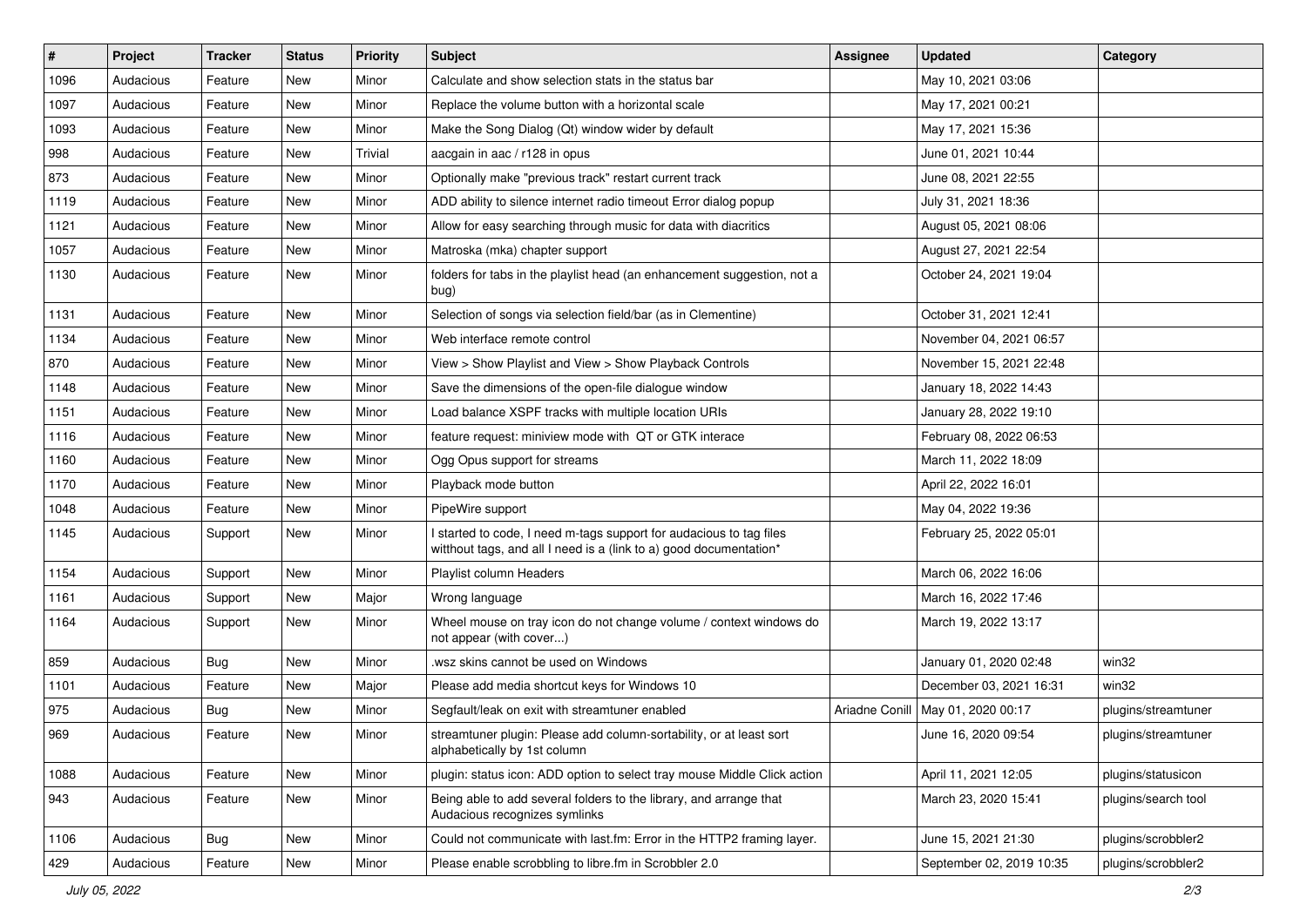| # | Project | Tracker | Status | Priority | Subject | Assignee | Updated | Category |
|---|---|---|---|---|---|---|---|---|
| 1096 | Audacious | Feature | New | Minor | Calculate and show selection stats in the status bar | | May 10, 2021 03:06 | |
| 1097 | Audacious | Feature | New | Minor | Replace the volume button with a horizontal scale | | May 17, 2021 00:21 | |
| 1093 | Audacious | Feature | New | Minor | Make the Song Dialog (Qt) window wider by default | | May 17, 2021 15:36 | |
| 998 | Audacious | Feature | New | Trivial | aacgain in aac / r128 in opus | | June 01, 2021 10:44 | |
| 873 | Audacious | Feature | New | Minor | Optionally make "previous track" restart current track | | June 08, 2021 22:55 | |
| 1119 | Audacious | Feature | New | Minor | ADD ability to silence internet radio timeout Error dialog popup | | July 31, 2021 18:36 | |
| 1121 | Audacious | Feature | New | Minor | Allow for easy searching through music for data with diacritics | | August 05, 2021 08:06 | |
| 1057 | Audacious | Feature | New | Minor | Matroska (mka) chapter support | | August 27, 2021 22:54 | |
| 1130 | Audacious | Feature | New | Minor | folders for tabs in the playlist head (an enhancement suggestion, not a bug) | | October 24, 2021 19:04 | |
| 1131 | Audacious | Feature | New | Minor | Selection of songs via selection field/bar (as in Clementine) | | October 31, 2021 12:41 | |
| 1134 | Audacious | Feature | New | Minor | Web interface remote control | | November 04, 2021 06:57 | |
| 870 | Audacious | Feature | New | Minor | View > Show Playlist and View > Show Playback Controls | | November 15, 2021 22:48 | |
| 1148 | Audacious | Feature | New | Minor | Save the dimensions of the open-file dialogue window | | January 18, 2022 14:43 | |
| 1151 | Audacious | Feature | New | Minor | Load balance XSPF tracks with multiple location URIs | | January 28, 2022 19:10 | |
| 1116 | Audacious | Feature | New | Minor | feature request: miniview mode with QT or GTK interace | | February 08, 2022 06:53 | |
| 1160 | Audacious | Feature | New | Minor | Ogg Opus support for streams | | March 11, 2022 18:09 | |
| 1170 | Audacious | Feature | New | Minor | Playback mode button | | April 22, 2022 16:01 | |
| 1048 | Audacious | Feature | New | Minor | PipeWire support | | May 04, 2022 19:36 | |
| 1145 | Audacious | Support | New | Minor | I started to code, I need m-tags support for audacious to tag files witthout tags, and all I need is a (link to a) good documentation* | | February 25, 2022 05:01 | |
| 1154 | Audacious | Support | New | Minor | Playlist column Headers | | March 06, 2022 16:06 | |
| 1161 | Audacious | Support | New | Major | Wrong language | | March 16, 2022 17:46 | |
| 1164 | Audacious | Support | New | Minor | Wheel mouse on tray icon do not change volume / context windows do not appear (with cover...) | | March 19, 2022 13:17 | |
| 859 | Audacious | Bug | New | Minor | .wsz skins cannot be used on Windows | | January 01, 2020 02:48 | win32 |
| 1101 | Audacious | Feature | New | Major | Please add media shortcut keys for Windows 10 | | December 03, 2021 16:31 | win32 |
| 975 | Audacious | Bug | New | Minor | Segfault/leak on exit with streamtuner enabled | Ariadne Conill | May 01, 2020 00:17 | plugins/streamtuner |
| 969 | Audacious | Feature | New | Minor | streamtuner plugin: Please add column-sortability, or at least sort alphabetically by 1st column | | June 16, 2020 09:54 | plugins/streamtuner |
| 1088 | Audacious | Feature | New | Minor | plugin: status icon: ADD option to select tray mouse Middle Click action | | April 11, 2021 12:05 | plugins/statusicon |
| 943 | Audacious | Feature | New | Minor | Being able to add several folders to the library, and arrange that Audacious recognizes symlinks | | March 23, 2020 15:41 | plugins/search tool |
| 1106 | Audacious | Bug | New | Minor | Could not communicate with last.fm: Error in the HTTP2 framing layer. | | June 15, 2021 21:30 | plugins/scrobbler2 |
| 429 | Audacious | Feature | New | Minor | Please enable scrobbling to libre.fm in Scrobbler 2.0 | | September 02, 2019 10:35 | plugins/scrobbler2 |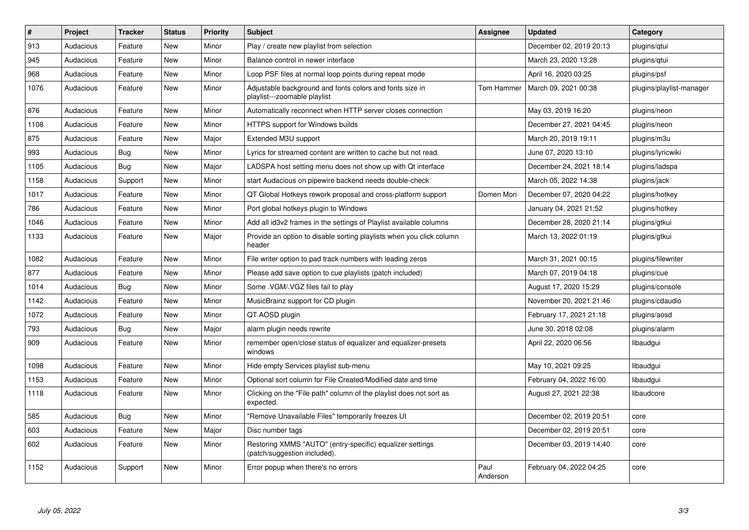| # | Project | Tracker | Status | Priority | Subject | Assignee | Updated | Category |
|---|---|---|---|---|---|---|---|---|
| 913 | Audacious | Feature | New | Minor | Play / create new playlist from selection | | December 02, 2019 20:13 | plugins/qtui |
| 945 | Audacious | Feature | New | Minor | Balance control in newer interface | | March 23, 2020 13:28 | plugins/qtui |
| 968 | Audacious | Feature | New | Minor | Loop PSF files at normal loop points during repeat mode | | April 16, 2020 03:25 | plugins/psf |
| 1076 | Audacious | Feature | New | Minor | Adjustable background and fonts colors and fonts size in playlist---zoomable playlist | Tom Hammer | March 09, 2021 00:38 | plugins/playlist-manager |
| 876 | Audacious | Feature | New | Minor | Automatically reconnect when HTTP server closes connection | | May 03, 2019 16:20 | plugins/neon |
| 1108 | Audacious | Feature | New | Minor | HTTPS support for Windows builds | | December 27, 2021 04:45 | plugins/neon |
| 875 | Audacious | Feature | New | Major | Extended M3U support | | March 20, 2019 19:11 | plugins/m3u |
| 993 | Audacious | Bug | New | Minor | Lyrics for streamed content are written to cache but not read. | | June 07, 2020 13:10 | plugins/lyricwiki |
| 1105 | Audacious | Bug | New | Major | LADSPA host setting menu does not show up with Qt interface | | December 24, 2021 18:14 | plugins/ladspa |
| 1158 | Audacious | Support | New | Minor | start Audacious on pipewire backend needs double-check | | March 05, 2022 14:38 | plugins/jack |
| 1017 | Audacious | Feature | New | Minor | QT Global Hotkeys rework proposal and cross-platform support | Domen Mori | December 07, 2020 04:22 | plugins/hotkey |
| 786 | Audacious | Feature | New | Minor | Port global hotkeys plugin to Windows | | January 04, 2021 21:52 | plugins/hotkey |
| 1046 | Audacious | Feature | New | Minor | Add all id3v2 frames in the settings of Playlist available columns | | December 28, 2020 21:14 | plugins/gtkui |
| 1133 | Audacious | Feature | New | Major | Provide an option to disable sorting playlists when you click column header | | March 13, 2022 01:19 | plugins/gtkui |
| 1082 | Audacious | Feature | New | Minor | File writer option to pad track numbers with leading zeros | | March 31, 2021 00:15 | plugins/filewriter |
| 877 | Audacious | Feature | New | Minor | Please add save option to cue playlists (patch included) | | March 07, 2019 04:18 | plugins/cue |
| 1014 | Audacious | Bug | New | Minor | Some .VGM/.VGZ files fail to play | | August 17, 2020 15:29 | plugins/console |
| 1142 | Audacious | Feature | New | Minor | MusicBrainz support for CD plugin | | November 20, 2021 21:46 | plugins/cdaudio |
| 1072 | Audacious | Feature | New | Minor | QT AOSD plugin | | February 17, 2021 21:18 | plugins/aosd |
| 793 | Audacious | Bug | New | Major | alarm plugin needs rewrite | | June 30, 2018 02:08 | plugins/alarm |
| 909 | Audacious | Feature | New | Minor | remember open/close status of equalizer and equalizer-presets windows | | April 22, 2020 06:56 | libaudgui |
| 1098 | Audacious | Feature | New | Minor | Hide empty Services playlist sub-menu | | May 10, 2021 09:25 | libaudgui |
| 1153 | Audacious | Feature | New | Minor | Optional sort column for File Created/Modified date and time | | February 04, 2022 16:00 | libaudgui |
| 1118 | Audacious | Feature | New | Minor | Clicking on the "File path" column of the playlist does not sort as expected. | | August 27, 2021 22:38 | libaudcore |
| 585 | Audacious | Bug | New | Minor | "Remove Unavailable Files" temporarily freezes UI | | December 02, 2019 20:51 | core |
| 603 | Audacious | Feature | New | Major | Disc number tags | | December 02, 2019 20:51 | core |
| 602 | Audacious | Feature | New | Minor | Restoring XMMS "AUTO" (entry-specific) equalizer settings (patch/suggestion included). | | December 03, 2019 14:40 | core |
| 1152 | Audacious | Support | New | Minor | Error popup when there's no errors | Paul Anderson | February 04, 2022 04:25 | core |

*July 05, 2022*